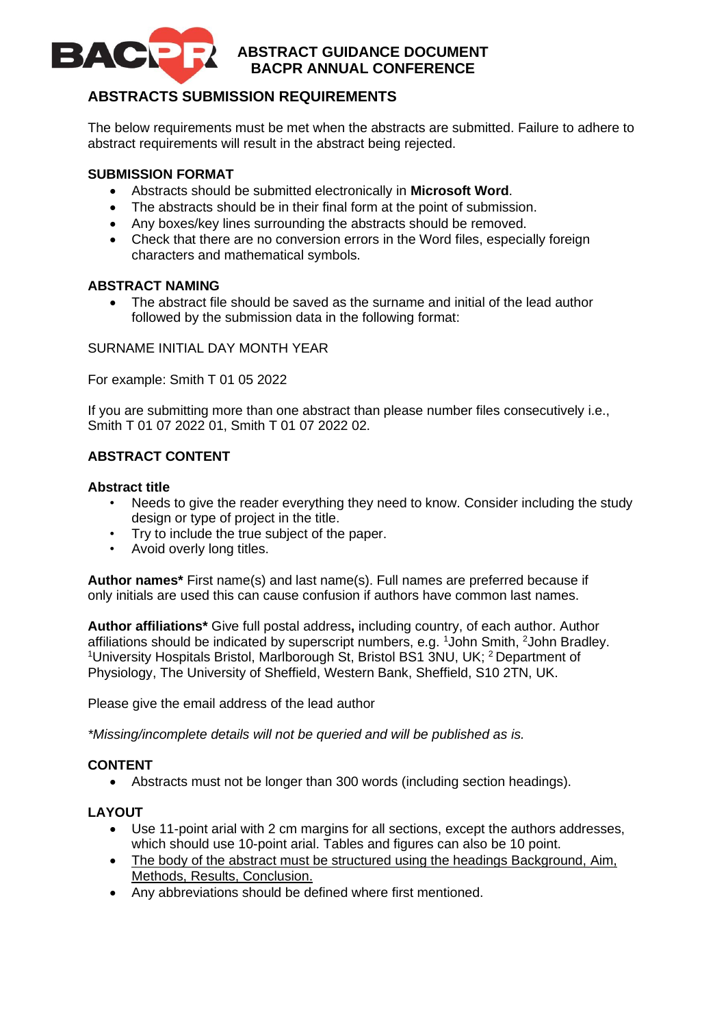# ABSTRACT GUIDANCE DOCUMENT
# BACPR ANNUAL CONFERENCE

## ABSTRACTS SUBMISSION REQUIREMENTS

The below requirements must be met when the abstracts are submitted. Failure to adhere to abstract requirements will result in the abstract being rejected.

### SUBMISSION FORMAT

- Abstracts should be submitted electronically in **Microsoft Word**.
- The abstracts should be in their final form at the point of submission.
- Any boxes/key lines surrounding the abstracts should be removed.
- Check that there are no conversion errors in the Word files, especially foreign characters and mathematical symbols.

### ABSTRACT NAMING

- The abstract file should be saved as the surname and initial of the lead author followed by the submission data in the following format:

SURNAME INITIAL DAY MONTH YEAR

For example: Smith T 01 05 2022

If you are submitting more than one abstract than please number files consecutively i.e., Smith T 01 07 2022 01, Smith T 01 07 2022 02.

### ABSTRACT CONTENT

**Abstract title**

- Needs to give the reader everything they need to know. Consider including the study design or type of project in the title.
- Try to include the true subject of the paper.
- Avoid overly long titles.

**Author names*** First name(s) and last name(s). Full names are preferred because if only initials are used this can cause confusion if authors have common last names.

**Author affiliations*** Give full postal address**,** including country, of each author. Author affiliations should be indicated by superscript numbers, e.g. [1]John Smith, [2]John Bradley. [1]University Hospitals Bristol, Marlborough St, Bristol BS1 3NU, UK; [2] Department of Physiology, The University of Sheffield, Western Bank, Sheffield, S10 2TN, UK.

Please give the email address of the lead author

*\*Missing/incomplete details will not be queried and will be published as is.*

### CONTENT

- Abstracts must not be longer than 300 words (including section headings).

### LAYOUT

- Use 11-point arial with 2 cm margins for all sections, except the authors addresses, which should use 10-point arial. Tables and figures can also be 10 point.
- <u>The body of the abstract must be structured using the headings Background, Aim, Methods, Results, Conclusion.</u>
- Any abbreviations should be defined where first mentioned.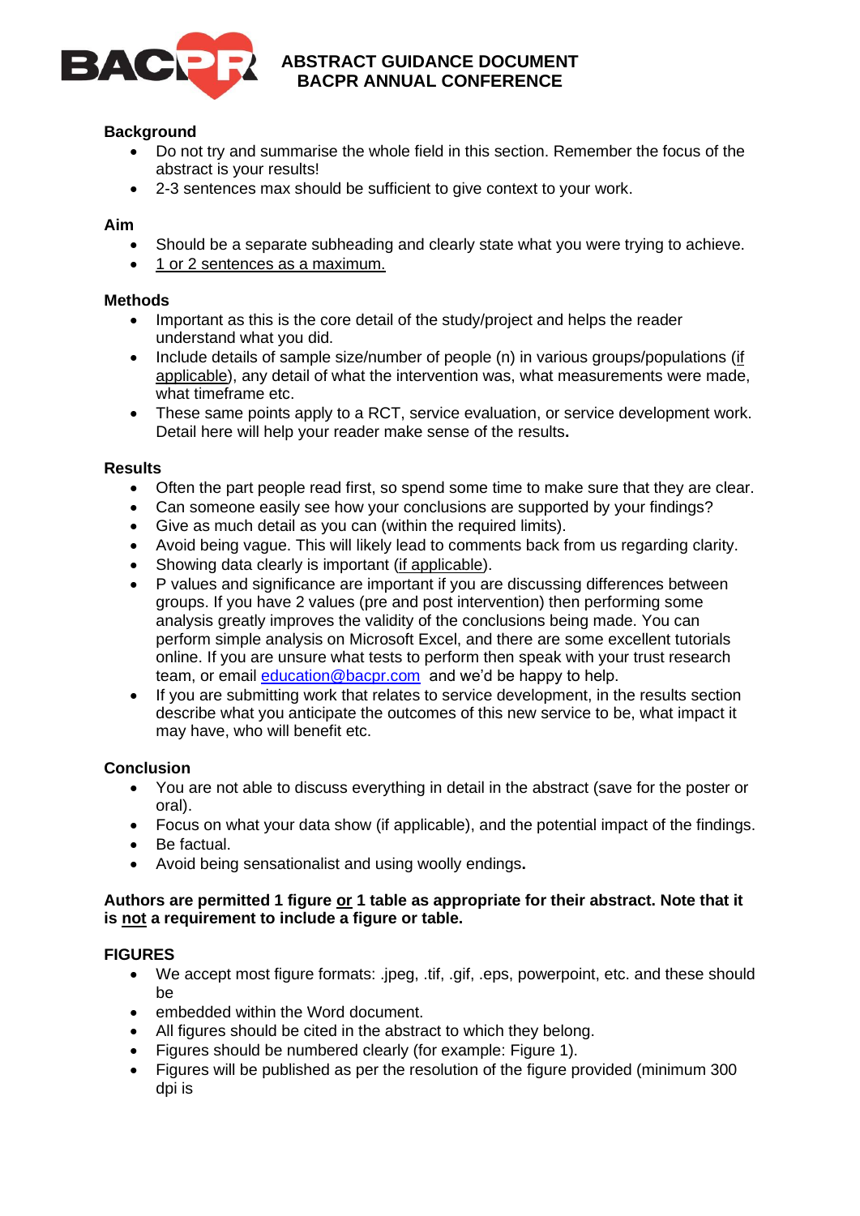# ABSTRACT GUIDANCE DOCUMENT
# BACPR ANNUAL CONFERENCE

**Background**

- Do not try and summarise the whole field in this section. Remember the focus of the abstract is your results!
- 2-3 sentences max should be sufficient to give context to your work.

**Aim**

- Should be a separate subheading and clearly state what you were trying to achieve.
- 1 or 2 sentences as a maximum.

**Methods**

- Important as this is the core detail of the study/project and helps the reader understand what you did.
- Include details of sample size/number of people (n) in various groups/populations (if applicable), any detail of what the intervention was, what measurements were made, what timeframe etc.
- These same points apply to a RCT, service evaluation, or service development work. Detail here will help your reader make sense of the results**.**

**Results**

- Often the part people read first, so spend some time to make sure that they are clear.
- Can someone easily see how your conclusions are supported by your findings?
- Give as much detail as you can (within the required limits).
- Avoid being vague. This will likely lead to comments back from us regarding clarity.
- Showing data clearly is important (if applicable).
- P values and significance are important if you are discussing differences between groups. If you have 2 values (pre and post intervention) then performing some analysis greatly improves the validity of the conclusions being made. You can perform simple analysis on Microsoft Excel, and there are some excellent tutorials online. If you are unsure what tests to perform then speak with your trust research team, or email education@bacpr.com and we'd be happy to help.
- If you are submitting work that relates to service development, in the results section describe what you anticipate the outcomes of this new service to be, what impact it may have, who will benefit etc.

**Conclusion**

- You are not able to discuss everything in detail in the abstract (save for the poster or oral).
- Focus on what your data show (if applicable), and the potential impact of the findings.
- Be factual.
- Avoid being sensationalist and using woolly endings**.**

**Authors are permitted 1 figure or 1 table as appropriate for their abstract. Note that it is not a requirement to include a figure or table.**

**FIGURES**

- We accept most figure formats: .jpeg, .tif, .gif, .eps, powerpoint, etc. and these should be
- embedded within the Word document.
- All figures should be cited in the abstract to which they belong.
- Figures should be numbered clearly (for example: Figure 1).
- Figures will be published as per the resolution of the figure provided (minimum 300 dpi is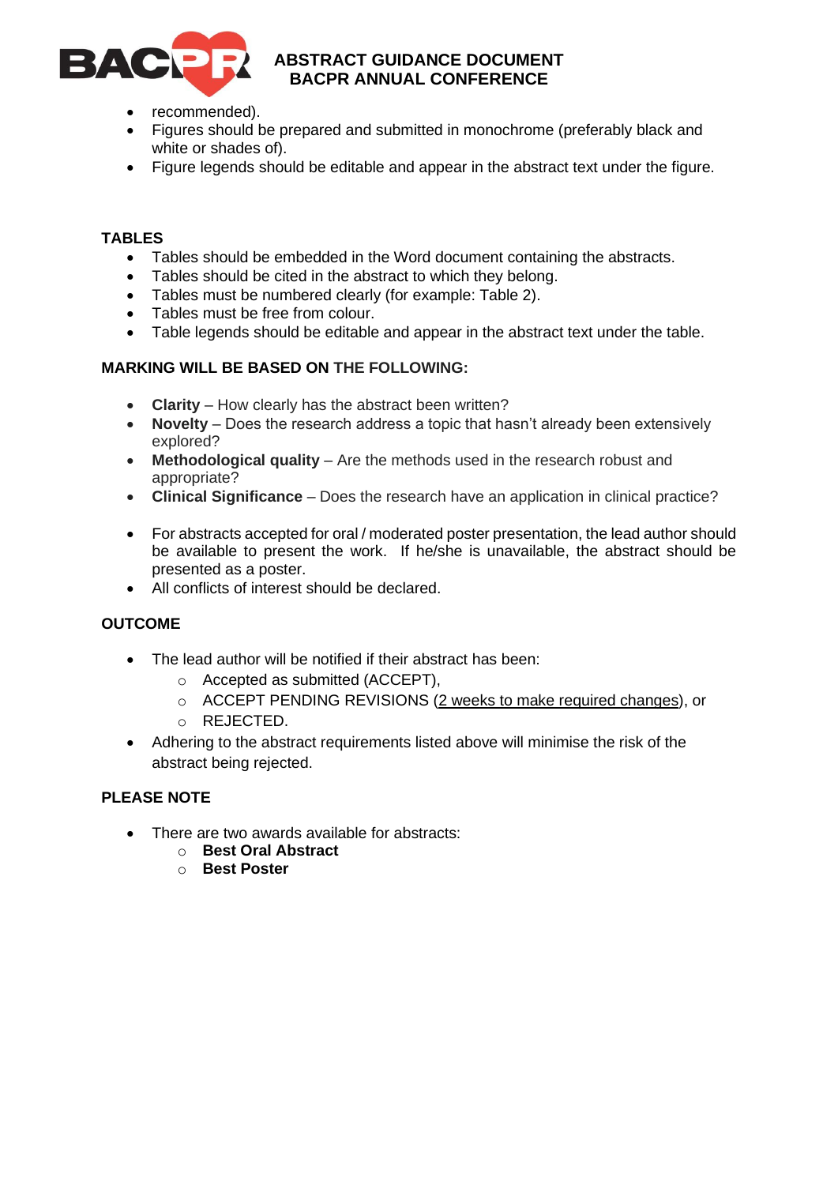- recommended).
- Figures should be prepared and submitted in monochrome (preferably black and white or shades of).
- Figure legends should be editable and appear in the abstract text under the figure.

## TABLES

- Tables should be embedded in the Word document containing the abstracts.
- Tables should be cited in the abstract to which they belong.
- Tables must be numbered clearly (for example: Table 2).
- Tables must be free from colour.
- Table legends should be editable and appear in the abstract text under the table.

## MARKING WILL BE BASED ON THE FOLLOWING:

- **Clarity** – How clearly has the abstract been written?
- **Novelty** – Does the research address a topic that hasn't already been extensively explored?
- **Methodological quality** – Are the methods used in the research robust and appropriate?
- **Clinical Significance** – Does the research have an application in clinical practice?

- For abstracts accepted for oral / moderated poster presentation, the lead author should be available to present the work. If he/she is unavailable, the abstract should be presented as a poster.
- All conflicts of interest should be declared.

## OUTCOME

- The lead author will be notified if their abstract has been:
  - Accepted as submitted (ACCEPT),
  - ACCEPT PENDING REVISIONS (2 weeks to make required changes), or
  - REJECTED.
- Adhering to the abstract requirements listed above will minimise the risk of the abstract being rejected.

## PLEASE NOTE

- There are two awards available for abstracts:
  - **Best Oral Abstract**
  - **Best Poster**